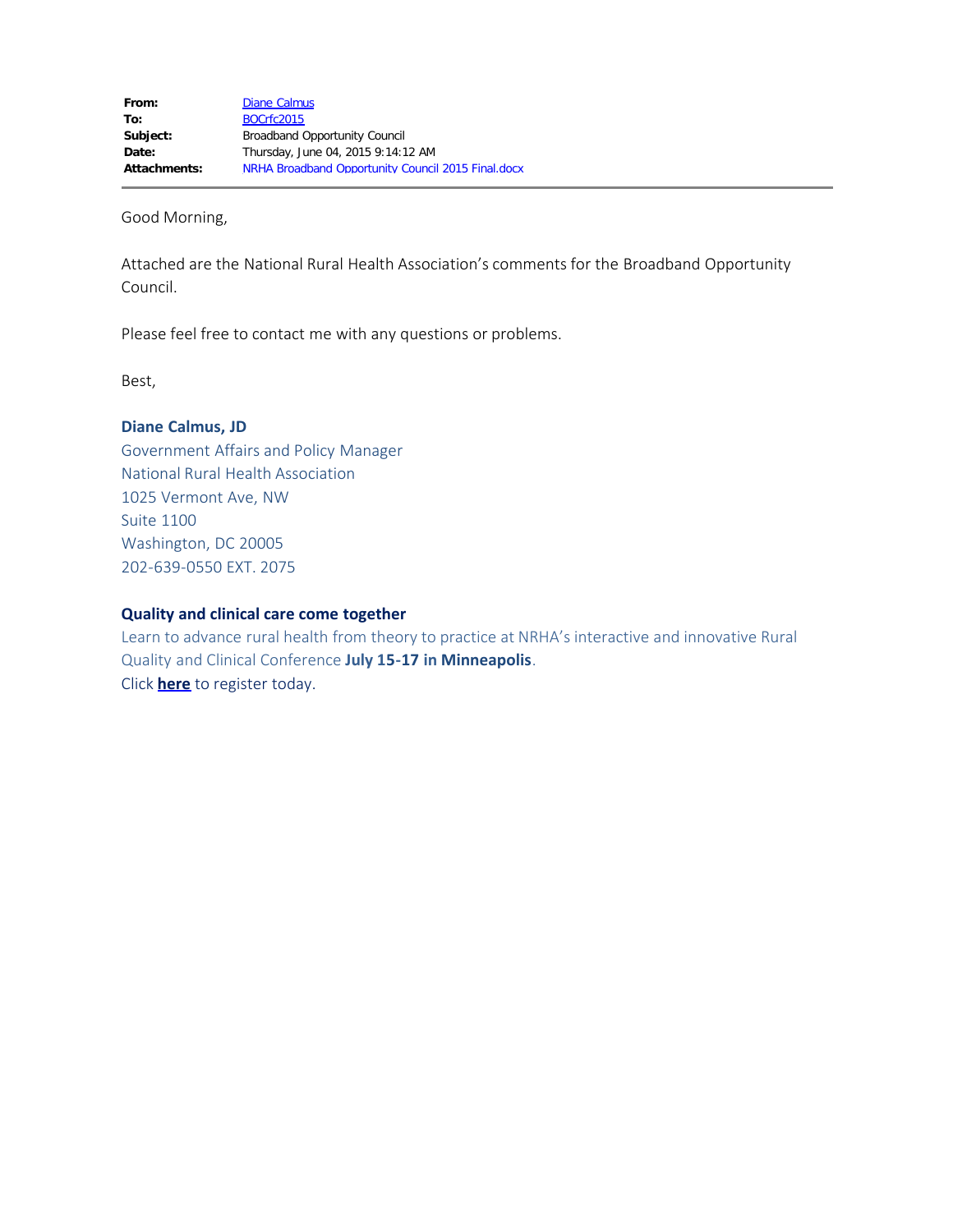| | |
|---|---|
| **From:** | Diane Calmus |
| **To:** | BOCrfc2015 |
| **Subject:** | Broadband Opportunity Council |
| **Date:** | Thursday, June 04, 2015 9:14:12 AM |
| **Attachments:** | NRHA Broadband Opportunity Council 2015 Final.docx |

---

Good Morning,

Attached are the National Rural Health Association's comments for the Broadband Opportunity Council.

Please feel free to contact me with any questions or problems.

Best,

**Diane Calmus, JD**
Government Affairs and Policy Manager
National Rural Health Association
1025 Vermont Ave, NW
Suite 1100
Washington, DC 20005
202-639-0550 EXT. 2075

**Quality and clinical care come together**
Learn to advance rural health from theory to practice at NRHA's interactive and innovative Rural Quality and Clinical Conference **July 15-17 in Minneapolis**.
Click **here** to register today.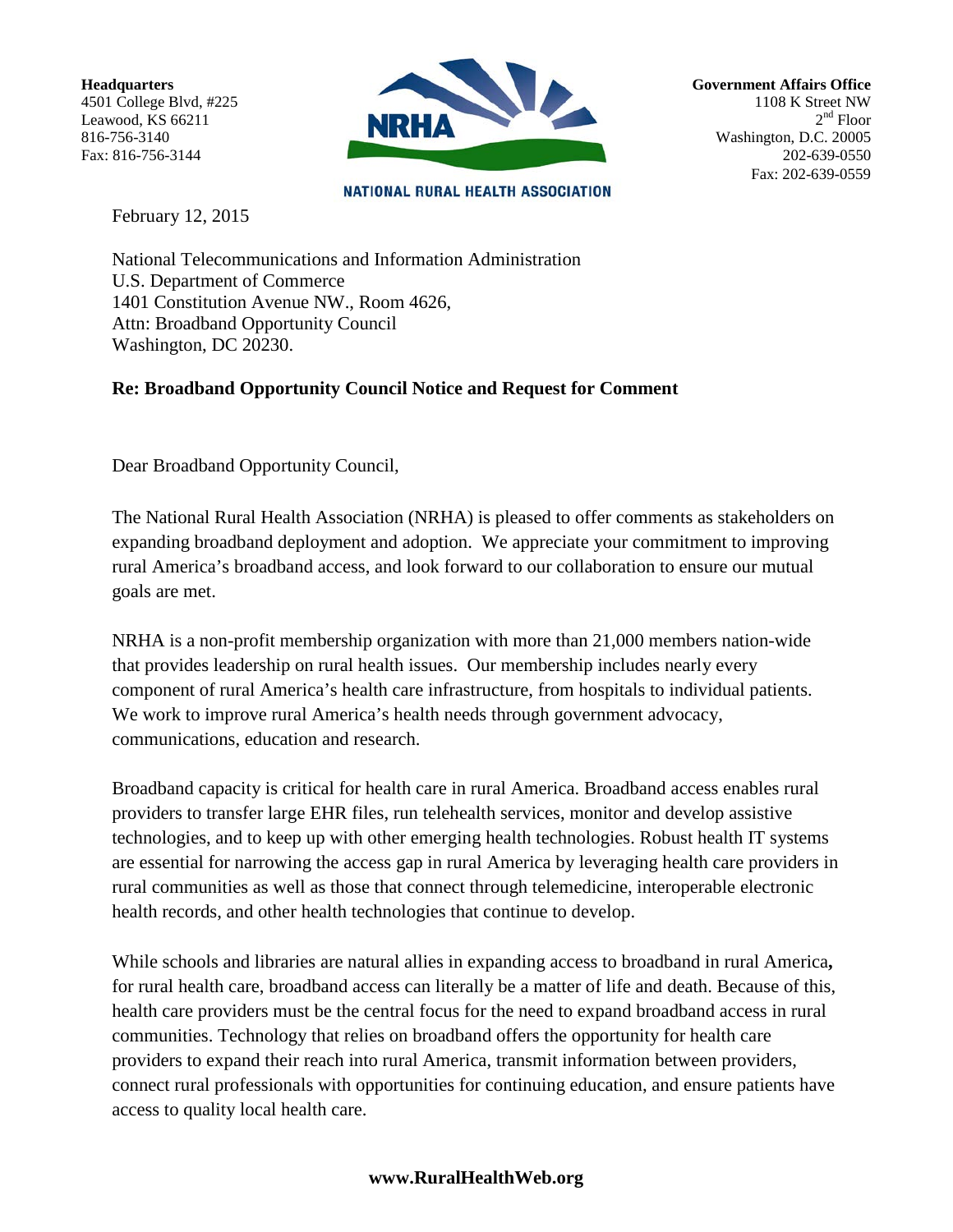**Headquarters**
4501 College Blvd, #225
Leawood, KS 66211
816-756-3140
Fax: 816-756-3144

NRHA
NATIONAL RURAL HEALTH ASSOCIATION

**Government Affairs Office**
1108 K Street NW
2nd Floor
Washington, D.C. 20005
202-639-0550
Fax: 202-639-0559

February 12, 2015

National Telecommunications and Information Administration
U.S. Department of Commerce
1401 Constitution Avenue NW., Room 4626,
Attn: Broadband Opportunity Council
Washington, DC 20230.

**Re: Broadband Opportunity Council Notice and Request for Comment**

Dear Broadband Opportunity Council,

The National Rural Health Association (NRHA) is pleased to offer comments as stakeholders on expanding broadband deployment and adoption. We appreciate your commitment to improving rural America's broadband access, and look forward to our collaboration to ensure our mutual goals are met.

NRHA is a non-profit membership organization with more than 21,000 members nation-wide that provides leadership on rural health issues. Our membership includes nearly every component of rural America's health care infrastructure, from hospitals to individual patients. We work to improve rural America's health needs through government advocacy, communications, education and research.

Broadband capacity is critical for health care in rural America. Broadband access enables rural providers to transfer large EHR files, run telehealth services, monitor and develop assistive technologies, and to keep up with other emerging health technologies. Robust health IT systems are essential for narrowing the access gap in rural America by leveraging health care providers in rural communities as well as those that connect through telemedicine, interoperable electronic health records, and other health technologies that continue to develop.

While schools and libraries are natural allies in expanding access to broadband in rural America**,** for rural health care, broadband access can literally be a matter of life and death. Because of this, health care providers must be the central focus for the need to expand broadband access in rural communities. Technology that relies on broadband offers the opportunity for health care providers to expand their reach into rural America, transmit information between providers, connect rural professionals with opportunities for continuing education, and ensure patients have access to quality local health care.

**www.RuralHealthWeb.org**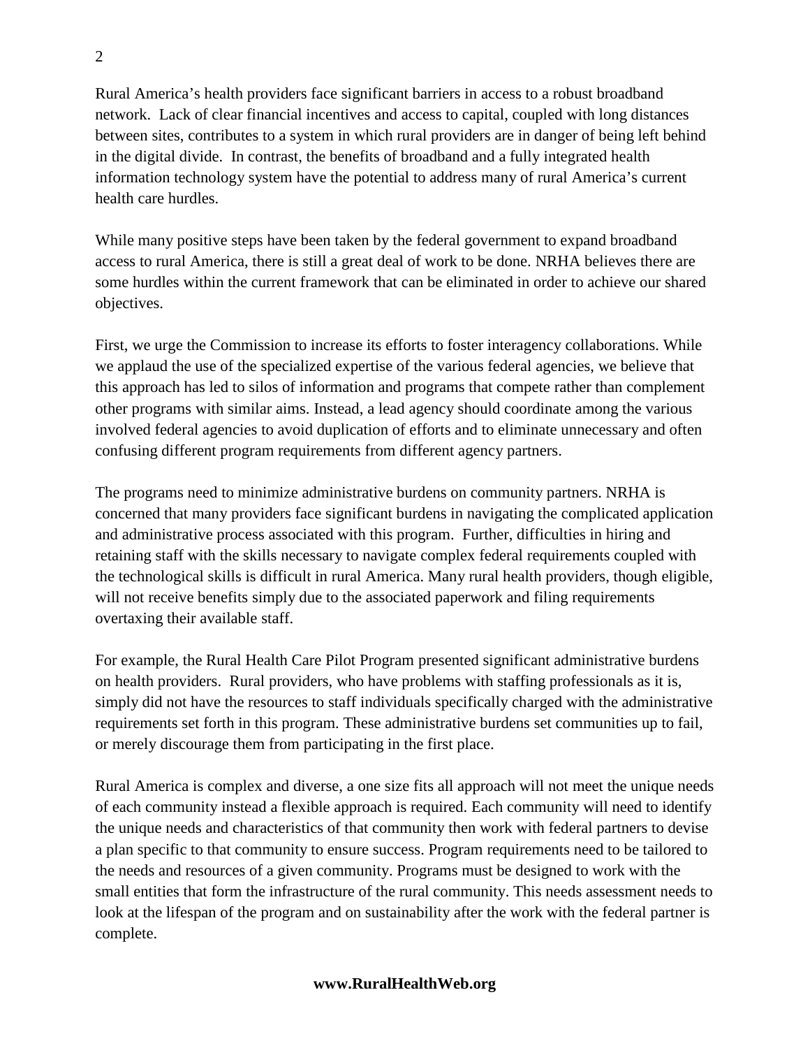Rural America's health providers face significant barriers in access to a robust broadband network. Lack of clear financial incentives and access to capital, coupled with long distances between sites, contributes to a system in which rural providers are in danger of being left behind in the digital divide. In contrast, the benefits of broadband and a fully integrated health information technology system have the potential to address many of rural America's current health care hurdles.

While many positive steps have been taken by the federal government to expand broadband access to rural America, there is still a great deal of work to be done. NRHA believes there are some hurdles within the current framework that can be eliminated in order to achieve our shared objectives.

First, we urge the Commission to increase its efforts to foster interagency collaborations. While we applaud the use of the specialized expertise of the various federal agencies, we believe that this approach has led to silos of information and programs that compete rather than complement other programs with similar aims. Instead, a lead agency should coordinate among the various involved federal agencies to avoid duplication of efforts and to eliminate unnecessary and often confusing different program requirements from different agency partners.

The programs need to minimize administrative burdens on community partners. NRHA is concerned that many providers face significant burdens in navigating the complicated application and administrative process associated with this program. Further, difficulties in hiring and retaining staff with the skills necessary to navigate complex federal requirements coupled with the technological skills is difficult in rural America. Many rural health providers, though eligible, will not receive benefits simply due to the associated paperwork and filing requirements overtaxing their available staff.

For example, the Rural Health Care Pilot Program presented significant administrative burdens on health providers. Rural providers, who have problems with staffing professionals as it is, simply did not have the resources to staff individuals specifically charged with the administrative requirements set forth in this program. These administrative burdens set communities up to fail, or merely discourage them from participating in the first place.

Rural America is complex and diverse, a one size fits all approach will not meet the unique needs of each community instead a flexible approach is required. Each community will need to identify the unique needs and characteristics of that community then work with federal partners to devise a plan specific to that community to ensure success. Program requirements need to be tailored to the needs and resources of a given community. Programs must be designed to work with the small entities that form the infrastructure of the rural community. This needs assessment needs to look at the lifespan of the program and on sustainability after the work with the federal partner is complete.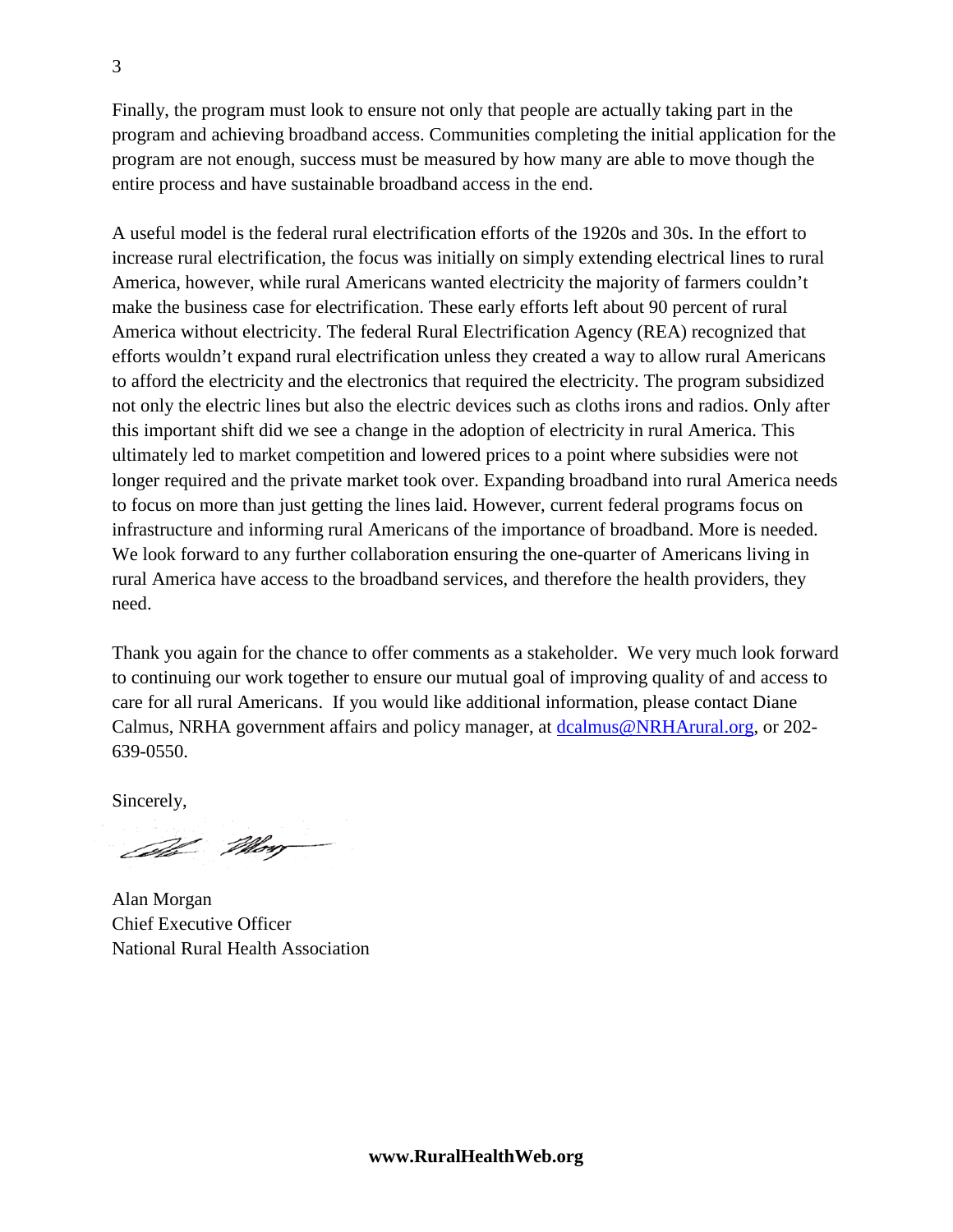Finally, the program must look to ensure not only that people are actually taking part in the program and achieving broadband access. Communities completing the initial application for the program are not enough, success must be measured by how many are able to move though the entire process and have sustainable broadband access in the end.

A useful model is the federal rural electrification efforts of the 1920s and 30s. In the effort to increase rural electrification, the focus was initially on simply extending electrical lines to rural America, however, while rural Americans wanted electricity the majority of farmers couldn't make the business case for electrification. These early efforts left about 90 percent of rural America without electricity. The federal Rural Electrification Agency (REA) recognized that efforts wouldn't expand rural electrification unless they created a way to allow rural Americans to afford the electricity and the electronics that required the electricity. The program subsidized not only the electric lines but also the electric devices such as cloths irons and radios. Only after this important shift did we see a change in the adoption of electricity in rural America. This ultimately led to market competition and lowered prices to a point where subsidies were not longer required and the private market took over. Expanding broadband into rural America needs to focus on more than just getting the lines laid. However, current federal programs focus on infrastructure and informing rural Americans of the importance of broadband. More is needed. We look forward to any further collaboration ensuring the one-quarter of Americans living in rural America have access to the broadband services, and therefore the health providers, they need.

Thank you again for the chance to offer comments as a stakeholder. We very much look forward to continuing our work together to ensure our mutual goal of improving quality of and access to care for all rural Americans. If you would like additional information, please contact Diane Calmus, NRHA government affairs and policy manager, at [dcalmus@NRHArural.org](mailto:dcalmus@NRHArural.org), or 202-639-0550.

Sincerely,

Alan Morgan
Chief Executive Officer
National Rural Health Association

**www.RuralHealthWeb.org**